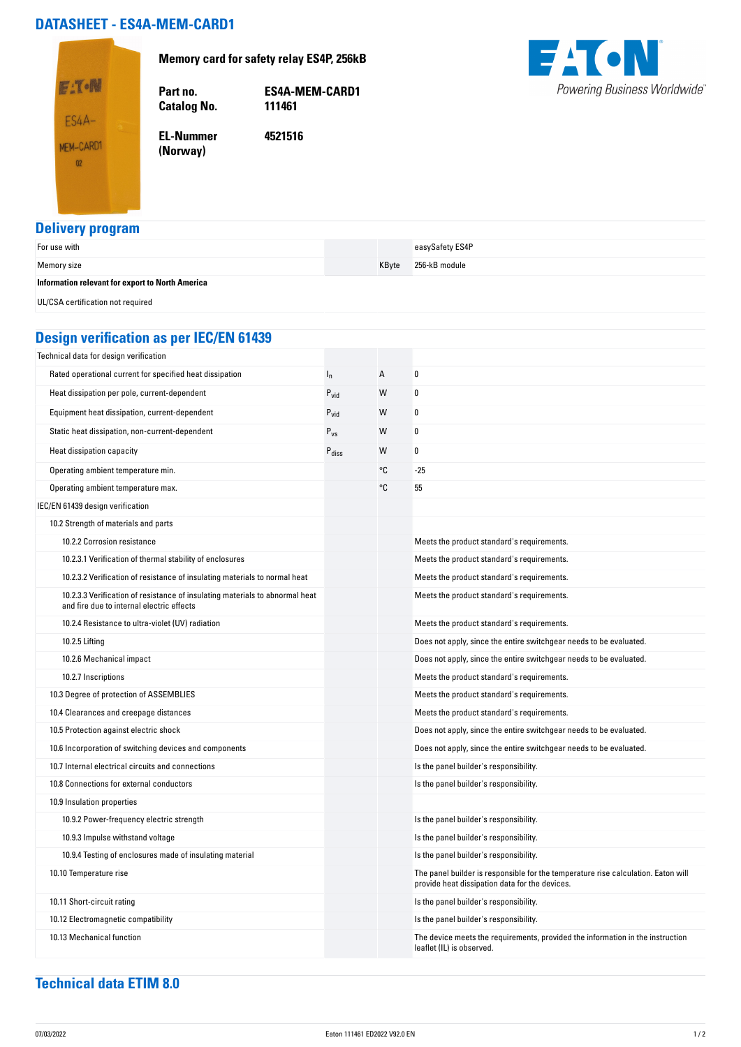# DATASHEET - ES4A-MEM-CARD1

**Memory card for safety relay ES4P, 256kB**

| | |
|---|---|
| **Part no.** | **ES4A-MEM-CARD1** |
| **Catalog No.** | **111461** |
| **EL-Nummer (Norway)** | **4521516** |

Powering Business Worldwide

## Delivery program

| | | | |
|---|---|---|---|
| For use with | | | easySafety ES4P |
| Memory size | | KByte | 256-kB module |
| **Information relevant for export to North America** | | | |
| UL/CSA certification not required | | | |

## Design verification as per IEC/EN 61439

| | | | |
|---|---|---|---|
| Technical data for design verification | | | |
| Rated operational current for specified heat dissipation | $I_n$ | A | 0 |
| Heat dissipation per pole, current-dependent | $P_{vid}$ | W | 0 |
| Equipment heat dissipation, current-dependent | $P_{vid}$ | W | 0 |
| Static heat dissipation, non-current-dependent | $P_{vs}$ | W | 0 |
| Heat dissipation capacity | $P_{diss}$ | W | 0 |
| Operating ambient temperature min. | | °C | -25 |
| Operating ambient temperature max. | | °C | 55 |
| IEC/EN 61439 design verification | | | |
| 10.2 Strength of materials and parts | | | |
| 10.2.2 Corrosion resistance | | | Meets the product standard's requirements. |
| 10.2.3.1 Verification of thermal stability of enclosures | | | Meets the product standard's requirements. |
| 10.2.3.2 Verification of resistance of insulating materials to normal heat | | | Meets the product standard's requirements. |
| 10.2.3.3 Verification of resistance of insulating materials to abnormal heat and fire due to internal electric effects | | | Meets the product standard's requirements. |
| 10.2.4 Resistance to ultra-violet (UV) radiation | | | Meets the product standard's requirements. |
| 10.2.5 Lifting | | | Does not apply, since the entire switchgear needs to be evaluated. |
| 10.2.6 Mechanical impact | | | Does not apply, since the entire switchgear needs to be evaluated. |
| 10.2.7 Inscriptions | | | Meets the product standard's requirements. |
| 10.3 Degree of protection of ASSEMBLIES | | | Meets the product standard's requirements. |
| 10.4 Clearances and creepage distances | | | Meets the product standard's requirements. |
| 10.5 Protection against electric shock | | | Does not apply, since the entire switchgear needs to be evaluated. |
| 10.6 Incorporation of switching devices and components | | | Does not apply, since the entire switchgear needs to be evaluated. |
| 10.7 Internal electrical circuits and connections | | | Is the panel builder's responsibility. |
| 10.8 Connections for external conductors | | | Is the panel builder's responsibility. |
| 10.9 Insulation properties | | | |
| 10.9.2 Power-frequency electric strength | | | Is the panel builder's responsibility. |
| 10.9.3 Impulse withstand voltage | | | Is the panel builder's responsibility. |
| 10.9.4 Testing of enclosures made of insulating material | | | Is the panel builder's responsibility. |
| 10.10 Temperature rise | | | The panel builder is responsible for the temperature rise calculation. Eaton will provide heat dissipation data for the devices. |
| 10.11 Short-circuit rating | | | Is the panel builder's responsibility. |
| 10.12 Electromagnetic compatibility | | | Is the panel builder's responsibility. |
| 10.13 Mechanical function | | | The device meets the requirements, provided the information in the instruction leaflet (IL) is observed. |

## Technical data ETIM 8.0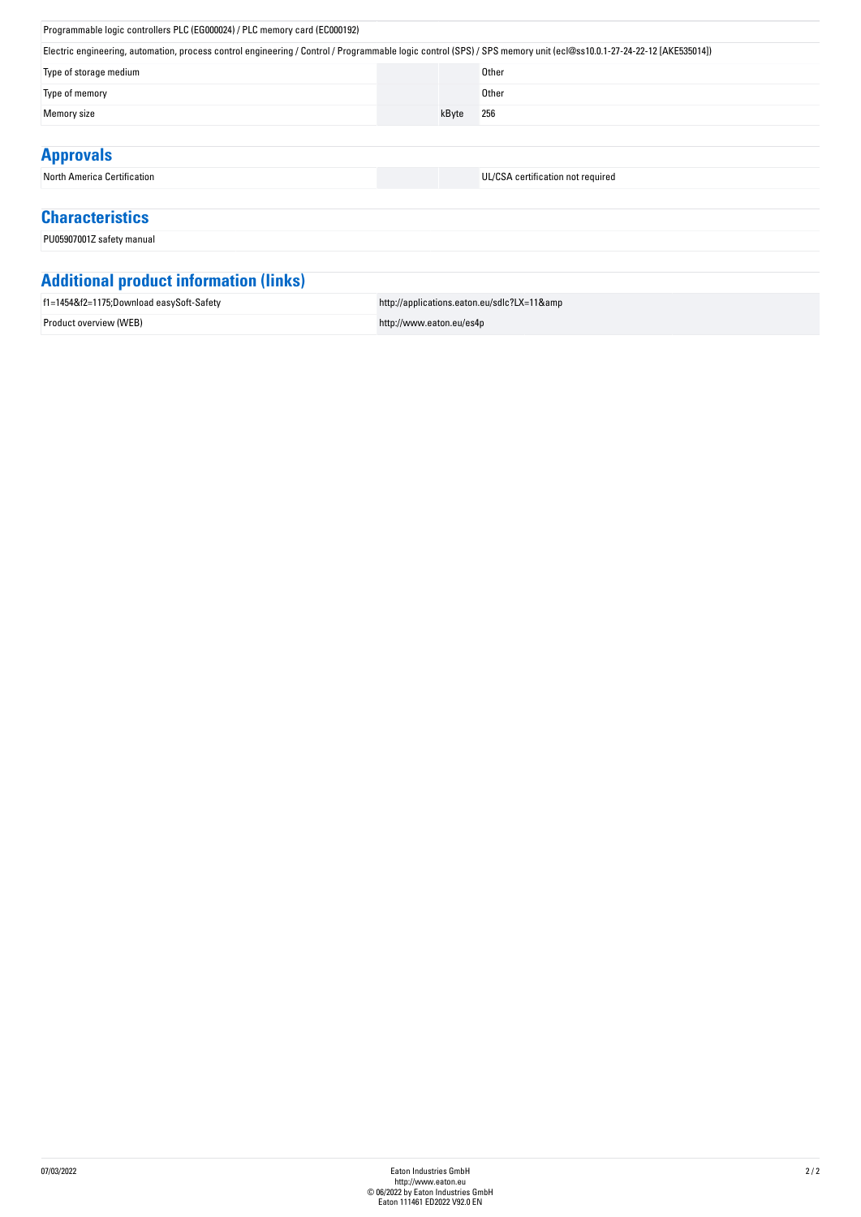| | | | |
|---|---|---|---|
| Programmable logic controllers PLC (EG000024) / PLC memory card (EC000192) | | | |
| Electric engineering, automation, process control engineering / Control / Programmable logic control (SPS) / SPS memory unit (ecl@ss10.0.1-27-24-22-12 [AKE535014]) | | | |
| Type of storage medium | | | Other |
| Type of memory | | | Other |
| Memory size | | kByte | 256 |

## Approvals

| | | | |
|---|---|---|---|
| North America Certification | | | UL/CSA certification not required |

## Characteristics

PU05907001Z safety manual

## Additional product information (links)

| | |
|---|---|
| f1=1454&f2=1175;Download easySoft-Safety | http://applications.eaton.eu/sdlc?LX=11&amp |
| Product overview (WEB) | http://www.eaton.eu/es4p |